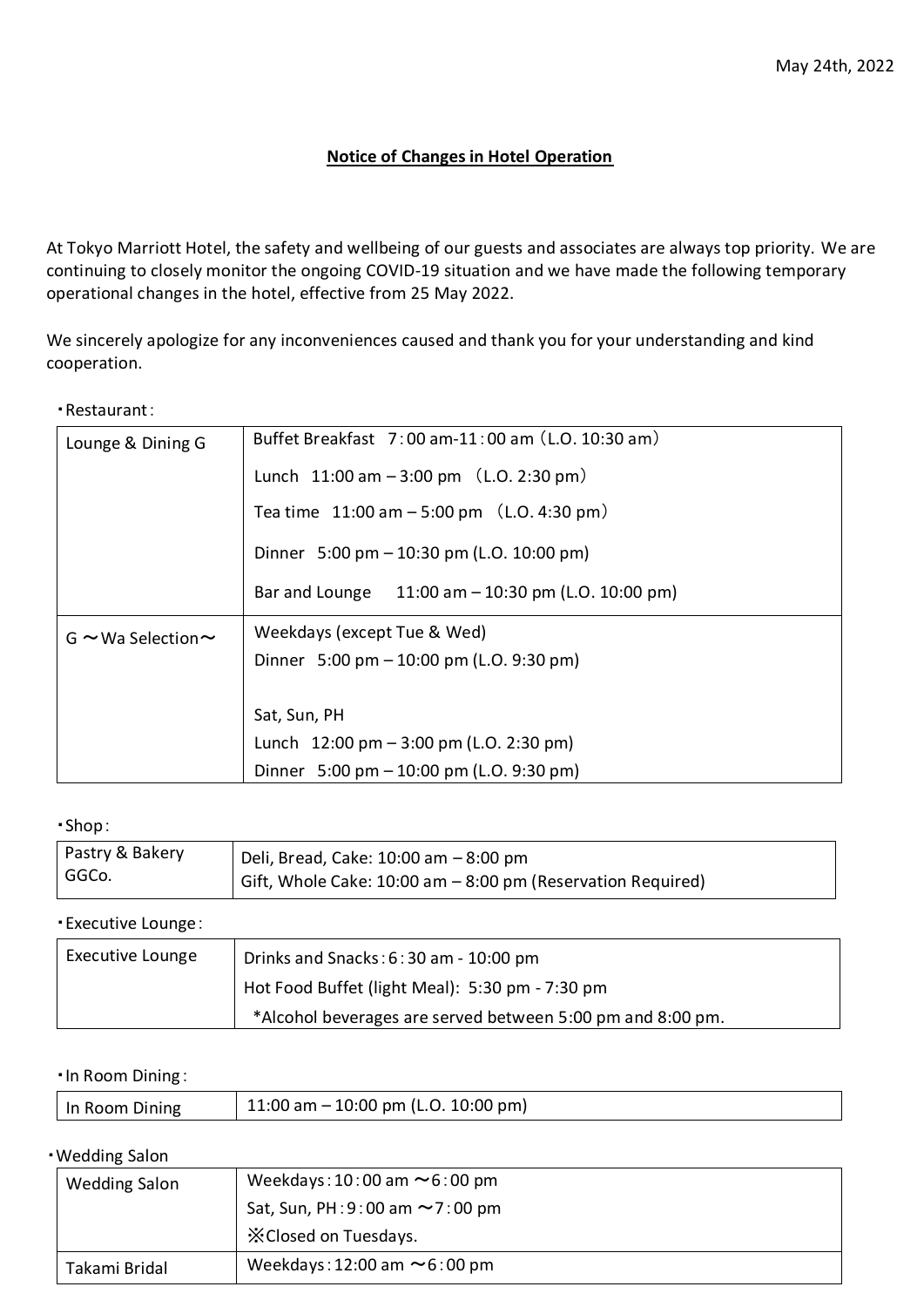May 24th, 2022

**Notice of Changes in Hotel Operation**

At Tokyo Marriott Hotel, the safety and wellbeing of our guests and associates are always top priority. We are continuing to closely monitor the ongoing COVID-19 situation and we have made the following temporary operational changes in the hotel, effective from 25 May 2022.

We sincerely apologize for any inconveniences caused and thank you for your understanding and kind cooperation.

・Restaurant：

| | |
|---|---|
| Lounge & Dining G | Buffet Breakfast 7：00 am-11：00 am（L.O. 10:30 am）<br>Lunch 11:00 am – 3:00 pm （L.O. 2:30 pm）<br>Tea time 11:00 am – 5:00 pm （L.O. 4:30 pm）<br>Dinner 5:00 pm – 10:30 pm (L.O. 10:00 pm)<br>Bar and Lounge 11:00 am – 10:30 pm (L.O. 10:00 pm) |
| G ～Wa Selection～ | Weekdays (except Tue & Wed)<br>Dinner 5:00 pm – 10:00 pm (L.O. 9:30 pm)<br><br>Sat, Sun, PH<br>Lunch 12:00 pm – 3:00 pm (L.O. 2:30 pm)<br>Dinner 5:00 pm – 10:00 pm (L.O. 9:30 pm) |

・Shop：

| | |
|---|---|
| Pastry & Bakery GGCo. | Deli, Bread, Cake: 10:00 am – 8:00 pm<br>Gift, Whole Cake: 10:00 am – 8:00 pm (Reservation Required) |

・Executive Lounge：

| | |
|---|---|
| Executive Lounge | Drinks and Snacks：6：30 am - 10:00 pm<br>Hot Food Buffet (light Meal): 5:30 pm - 7:30 pm<br>*Alcohol beverages are served between 5:00 pm and 8:00 pm. |

・In Room Dining：

| | |
|---|---|
| In Room Dining | 11:00 am – 10:00 pm (L.O. 10:00 pm) |

・Wedding Salon

| | |
|---|---|
| Wedding Salon | Weekdays：10：00 am ～6：00 pm<br>Sat, Sun, PH：9：00 am ～7：00 pm<br>※Closed on Tuesdays. |
| Takami Bridal | Weekdays：12:00 am ～6：00 pm |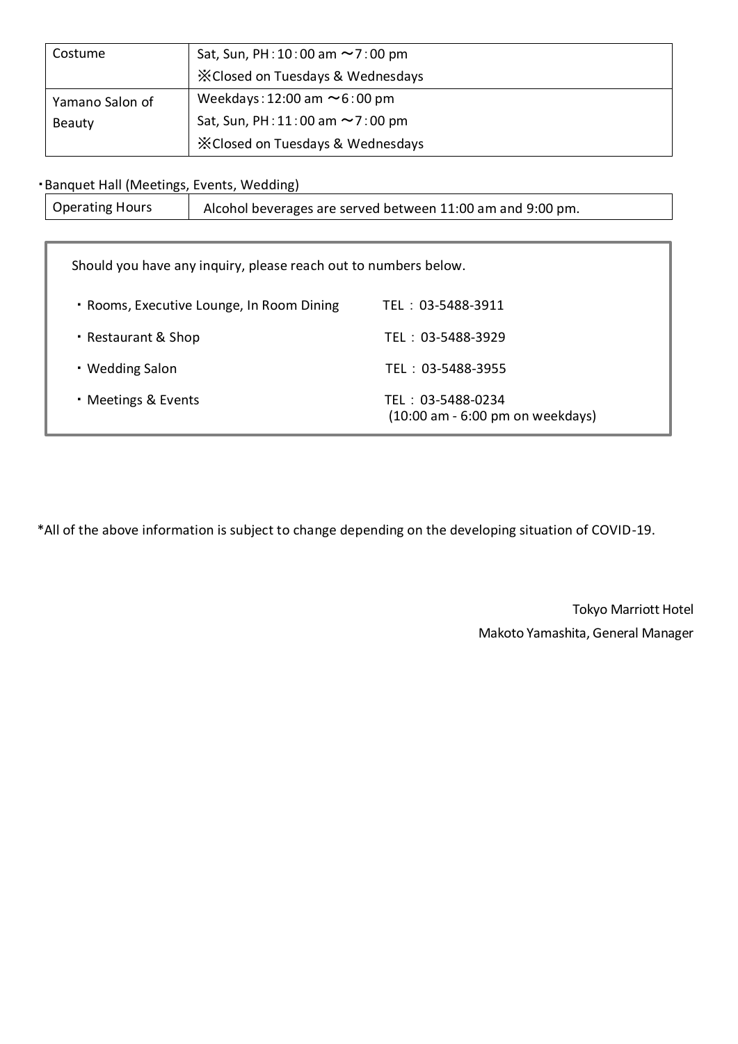| | |
|---|---|
| Costume | Sat, Sun, PH：10：00 am ～7：00 pm<br>※Closed on Tuesdays & Wednesdays |
| Yamano Salon of Beauty | Weekdays：12:00 am ～6：00 pm<br>Sat, Sun, PH：11：00 am ～7：00 pm<br>※Closed on Tuesdays & Wednesdays |

・Banquet Hall (Meetings, Events, Wedding)

| | |
|---|---|
| Operating Hours | Alcohol beverages are served between 11:00 am and 9:00 pm. |

Should you have any inquiry, please reach out to numbers below.

| | |
|---|---|
| ・Rooms, Executive Lounge, In Room Dining | TEL：03-5488-3911 |
| ・Restaurant & Shop | TEL：03-5488-3929 |
| ・Wedding Salon | TEL：03-5488-3955 |
| ・Meetings & Events | TEL：03-5488-0234<br>(10:00 am - 6:00 pm on weekdays) |

*All of the above information is subject to change depending on the developing situation of COVID-19.

Tokyo Marriott Hotel
Makoto Yamashita, General Manager